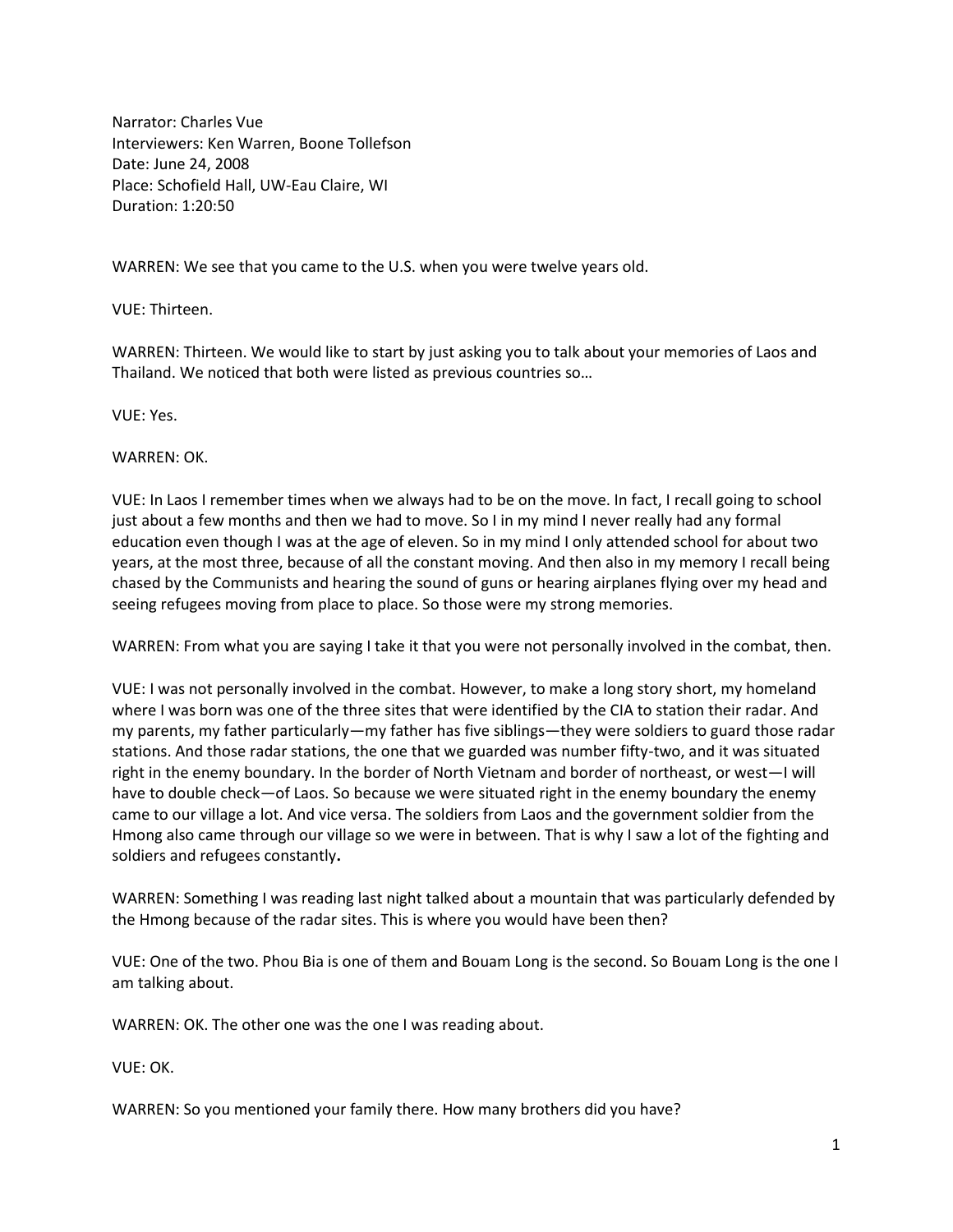Narrator: Charles Vue
Interviewers: Ken Warren, Boone Tollefson
Date: June 24, 2008
Place: Schofield Hall, UW-Eau Claire, WI
Duration: 1:20:50

WARREN: We see that you came to the U.S. when you were twelve years old.

VUE: Thirteen.

WARREN: Thirteen. We would like to start by just asking you to talk about your memories of Laos and Thailand. We noticed that both were listed as previous countries so…

VUE: Yes.

WARREN: OK.

VUE: In Laos I remember times when we always had to be on the move. In fact, I recall going to school just about a few months and then we had to move. So I in my mind I never really had any formal education even though I was at the age of eleven. So in my mind I only attended school for about two years, at the most three, because of all the constant moving. And then also in my memory I recall being chased by the Communists and hearing the sound of guns or hearing airplanes flying over my head and seeing refugees moving from place to place. So those were my strong memories.

WARREN: From what you are saying I take it that you were not personally involved in the combat, then.

VUE: I was not personally involved in the combat. However, to make a long story short, my homeland where I was born was one of the three sites that were identified by the CIA to station their radar. And my parents, my father particularly—my father has five siblings—they were soldiers to guard those radar stations. And those radar stations, the one that we guarded was number fifty-two, and it was situated right in the enemy boundary. In the border of North Vietnam and border of northeast, or west—I will have to double check—of Laos. So because we were situated right in the enemy boundary the enemy came to our village a lot. And vice versa. The soldiers from Laos and the government soldier from the Hmong also came through our village so we were in between. That is why I saw a lot of the fighting and soldiers and refugees constantly.

WARREN: Something I was reading last night talked about a mountain that was particularly defended by the Hmong because of the radar sites. This is where you would have been then?

VUE: One of the two. Phou Bia is one of them and Bouam Long is the second. So Bouam Long is the one I am talking about.

WARREN: OK. The other one was the one I was reading about.

VUE: OK.

WARREN: So you mentioned your family there. How many brothers did you have?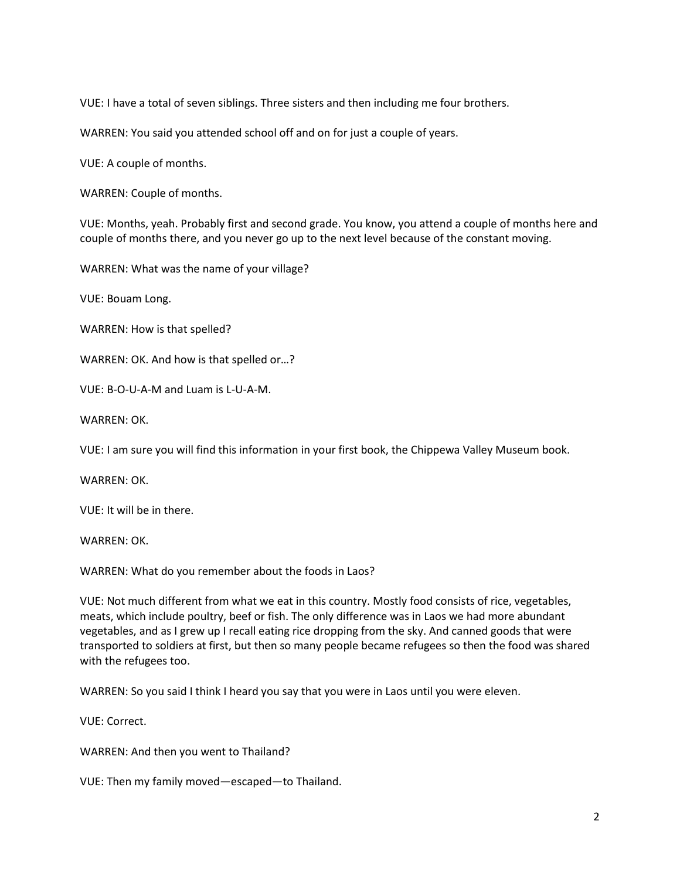VUE: I have a total of seven siblings. Three sisters and then including me four brothers.

WARREN: You said you attended school off and on for just a couple of years.

VUE: A couple of months.

WARREN: Couple of months.

VUE: Months, yeah. Probably first and second grade. You know, you attend a couple of months here and couple of months there, and you never go up to the next level because of the constant moving.

WARREN: What was the name of your village?

VUE: Bouam Long.

WARREN: How is that spelled?

WARREN: OK. And how is that spelled or…?

VUE: B-O-U-A-M and Luam is L-U-A-M.

WARREN: OK.

VUE: I am sure you will find this information in your first book, the Chippewa Valley Museum book.

WARREN: OK.

VUE: It will be in there.

WARREN: OK.

WARREN: What do you remember about the foods in Laos?

VUE: Not much different from what we eat in this country. Mostly food consists of rice, vegetables, meats, which include poultry, beef or fish. The only difference was in Laos we had more abundant vegetables, and as I grew up I recall eating rice dropping from the sky. And canned goods that were transported to soldiers at first, but then so many people became refugees so then the food was shared with the refugees too.

WARREN: So you said I think I heard you say that you were in Laos until you were eleven.

VUE: Correct.

WARREN: And then you went to Thailand?

VUE: Then my family moved—escaped—to Thailand.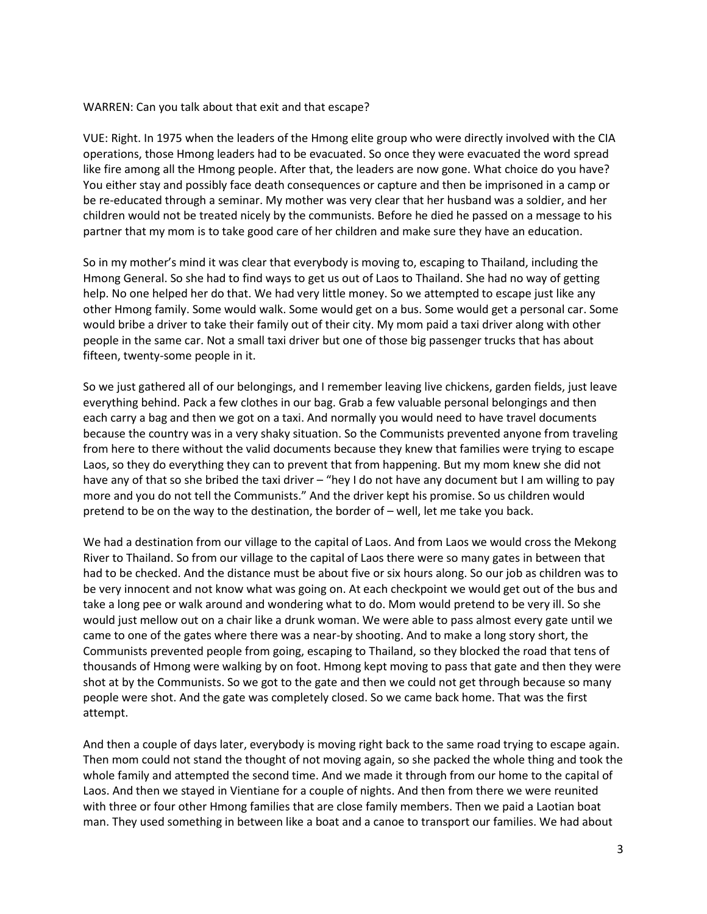WARREN: Can you talk about that exit and that escape?

VUE: Right. In 1975 when the leaders of the Hmong elite group who were directly involved with the CIA operations, those Hmong leaders had to be evacuated. So once they were evacuated the word spread like fire among all the Hmong people. After that, the leaders are now gone. What choice do you have? You either stay and possibly face death consequences or capture and then be imprisoned in a camp or be re-educated through a seminar. My mother was very clear that her husband was a soldier, and her children would not be treated nicely by the communists. Before he died he passed on a message to his partner that my mom is to take good care of her children and make sure they have an education.

So in my mother's mind it was clear that everybody is moving to, escaping to Thailand, including the Hmong General. So she had to find ways to get us out of Laos to Thailand. She had no way of getting help. No one helped her do that. We had very little money. So we attempted to escape just like any other Hmong family. Some would walk. Some would get on a bus. Some would get a personal car. Some would bribe a driver to take their family out of their city. My mom paid a taxi driver along with other people in the same car. Not a small taxi driver but one of those big passenger trucks that has about fifteen, twenty-some people in it.

So we just gathered all of our belongings, and I remember leaving live chickens, garden fields, just leave everything behind. Pack a few clothes in our bag. Grab a few valuable personal belongings and then each carry a bag and then we got on a taxi. And normally you would need to have travel documents because the country was in a very shaky situation. So the Communists prevented anyone from traveling from here to there without the valid documents because they knew that families were trying to escape Laos, so they do everything they can to prevent that from happening. But my mom knew she did not have any of that so she bribed the taxi driver – "hey I do not have any document but I am willing to pay more and you do not tell the Communists." And the driver kept his promise. So us children would pretend to be on the way to the destination, the border of – well, let me take you back.

We had a destination from our village to the capital of Laos. And from Laos we would cross the Mekong River to Thailand. So from our village to the capital of Laos there were so many gates in between that had to be checked. And the distance must be about five or six hours along. So our job as children was to be very innocent and not know what was going on. At each checkpoint we would get out of the bus and take a long pee or walk around and wondering what to do. Mom would pretend to be very ill. So she would just mellow out on a chair like a drunk woman. We were able to pass almost every gate until we came to one of the gates where there was a near-by shooting. And to make a long story short, the Communists prevented people from going, escaping to Thailand, so they blocked the road that tens of thousands of Hmong were walking by on foot. Hmong kept moving to pass that gate and then they were shot at by the Communists. So we got to the gate and then we could not get through because so many people were shot. And the gate was completely closed. So we came back home. That was the first attempt.

And then a couple of days later, everybody is moving right back to the same road trying to escape again. Then mom could not stand the thought of not moving again, so she packed the whole thing and took the whole family and attempted the second time. And we made it through from our home to the capital of Laos. And then we stayed in Vientiane for a couple of nights. And then from there we were reunited with three or four other Hmong families that are close family members. Then we paid a Laotian boat man. They used something in between like a boat and a canoe to transport our families. We had about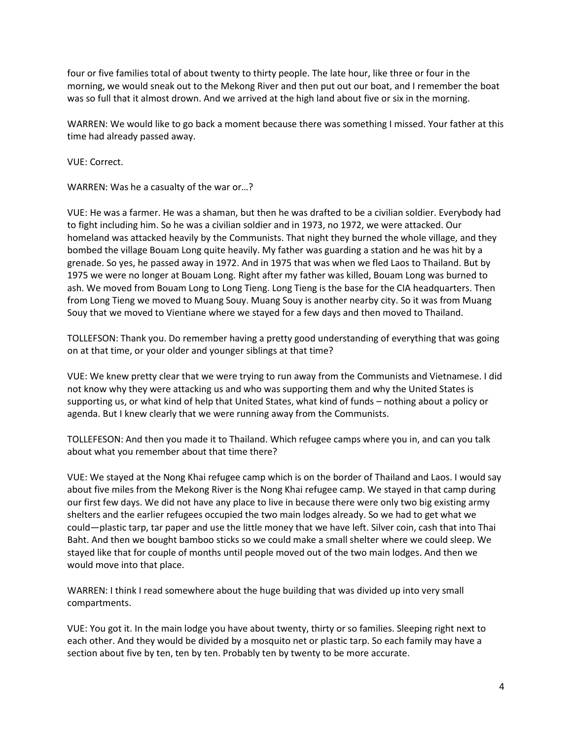four or five families total of about twenty to thirty people. The late hour, like three or four in the morning, we would sneak out to the Mekong River and then put out our boat, and I remember the boat was so full that it almost drown. And we arrived at the high land about five or six in the morning.

WARREN: We would like to go back a moment because there was something I missed. Your father at this time had already passed away.

VUE: Correct.

WARREN: Was he a casualty of the war or…?

VUE: He was a farmer. He was a shaman, but then he was drafted to be a civilian soldier. Everybody had to fight including him. So he was a civilian soldier and in 1973, no 1972, we were attacked. Our homeland was attacked heavily by the Communists. That night they burned the whole village, and they bombed the village Bouam Long quite heavily. My father was guarding a station and he was hit by a grenade. So yes, he passed away in 1972. And in 1975 that was when we fled Laos to Thailand. But by 1975 we were no longer at Bouam Long. Right after my father was killed, Bouam Long was burned to ash. We moved from Bouam Long to Long Tieng. Long Tieng is the base for the CIA headquarters. Then from Long Tieng we moved to Muang Souy. Muang Souy is another nearby city. So it was from Muang Souy that we moved to Vientiane where we stayed for a few days and then moved to Thailand.

TOLLEFSON: Thank you. Do remember having a pretty good understanding of everything that was going on at that time, or your older and younger siblings at that time?

VUE: We knew pretty clear that we were trying to run away from the Communists and Vietnamese. I did not know why they were attacking us and who was supporting them and why the United States is supporting us, or what kind of help that United States, what kind of funds – nothing about a policy or agenda. But I knew clearly that we were running away from the Communists.

TOLLEFESON: And then you made it to Thailand. Which refugee camps where you in, and can you talk about what you remember about that time there?

VUE: We stayed at the Nong Khai refugee camp which is on the border of Thailand and Laos. I would say about five miles from the Mekong River is the Nong Khai refugee camp. We stayed in that camp during our first few days. We did not have any place to live in because there were only two big existing army shelters and the earlier refugees occupied the two main lodges already. So we had to get what we could—plastic tarp, tar paper and use the little money that we have left. Silver coin, cash that into Thai Baht. And then we bought bamboo sticks so we could make a small shelter where we could sleep. We stayed like that for couple of months until people moved out of the two main lodges. And then we would move into that place.

WARREN: I think I read somewhere about the huge building that was divided up into very small compartments.

VUE: You got it. In the main lodge you have about twenty, thirty or so families. Sleeping right next to each other. And they would be divided by a mosquito net or plastic tarp. So each family may have a section about five by ten, ten by ten. Probably ten by twenty to be more accurate.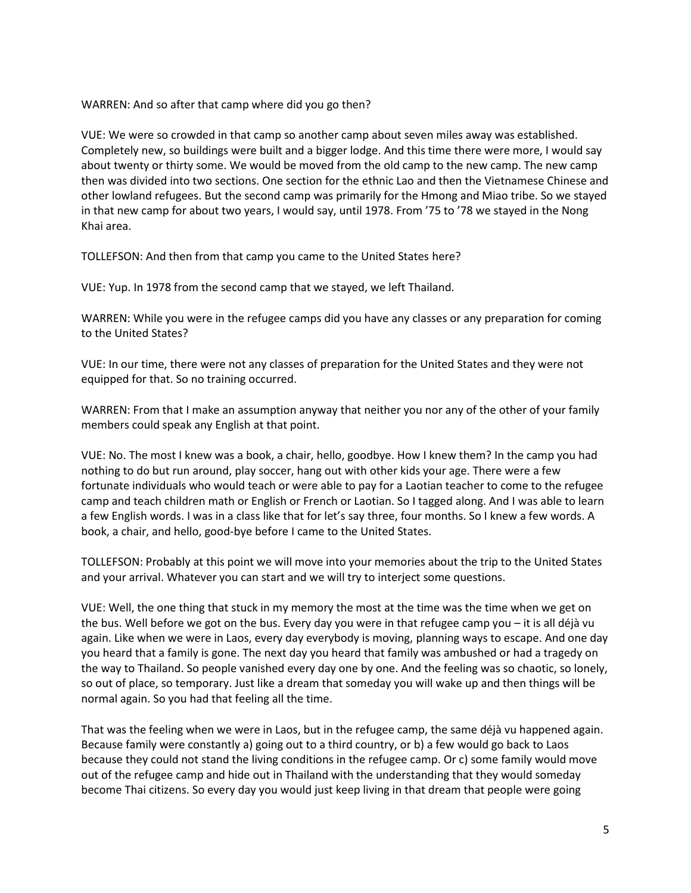WARREN: And so after that camp where did you go then?

VUE: We were so crowded in that camp so another camp about seven miles away was established. Completely new, so buildings were built and a bigger lodge. And this time there were more, I would say about twenty or thirty some. We would be moved from the old camp to the new camp. The new camp then was divided into two sections. One section for the ethnic Lao and then the Vietnamese Chinese and other lowland refugees. But the second camp was primarily for the Hmong and Miao tribe. So we stayed in that new camp for about two years, I would say, until 1978. From '75 to '78 we stayed in the Nong Khai area.

TOLLEFSON: And then from that camp you came to the United States here?

VUE: Yup. In 1978 from the second camp that we stayed, we left Thailand.

WARREN: While you were in the refugee camps did you have any classes or any preparation for coming to the United States?

VUE: In our time, there were not any classes of preparation for the United States and they were not equipped for that. So no training occurred.

WARREN: From that I make an assumption anyway that neither you nor any of the other of your family members could speak any English at that point.

VUE: No. The most I knew was a book, a chair, hello, goodbye. How I knew them? In the camp you had nothing to do but run around, play soccer, hang out with other kids your age. There were a few fortunate individuals who would teach or were able to pay for a Laotian teacher to come to the refugee camp and teach children math or English or French or Laotian. So I tagged along. And I was able to learn a few English words. I was in a class like that for let's say three, four months. So I knew a few words. A book, a chair, and hello, good-bye before I came to the United States.

TOLLEFSON: Probably at this point we will move into your memories about the trip to the United States and your arrival. Whatever you can start and we will try to interject some questions.

VUE: Well, the one thing that stuck in my memory the most at the time was the time when we get on the bus. Well before we got on the bus. Every day you were in that refugee camp you – it is all déjà vu again. Like when we were in Laos, every day everybody is moving, planning ways to escape. And one day you heard that a family is gone. The next day you heard that family was ambushed or had a tragedy on the way to Thailand. So people vanished every day one by one. And the feeling was so chaotic, so lonely, so out of place, so temporary. Just like a dream that someday you will wake up and then things will be normal again. So you had that feeling all the time.

That was the feeling when we were in Laos, but in the refugee camp, the same déjà vu happened again. Because family were constantly a) going out to a third country, or b) a few would go back to Laos because they could not stand the living conditions in the refugee camp. Or c) some family would move out of the refugee camp and hide out in Thailand with the understanding that they would someday become Thai citizens. So every day you would just keep living in that dream that people were going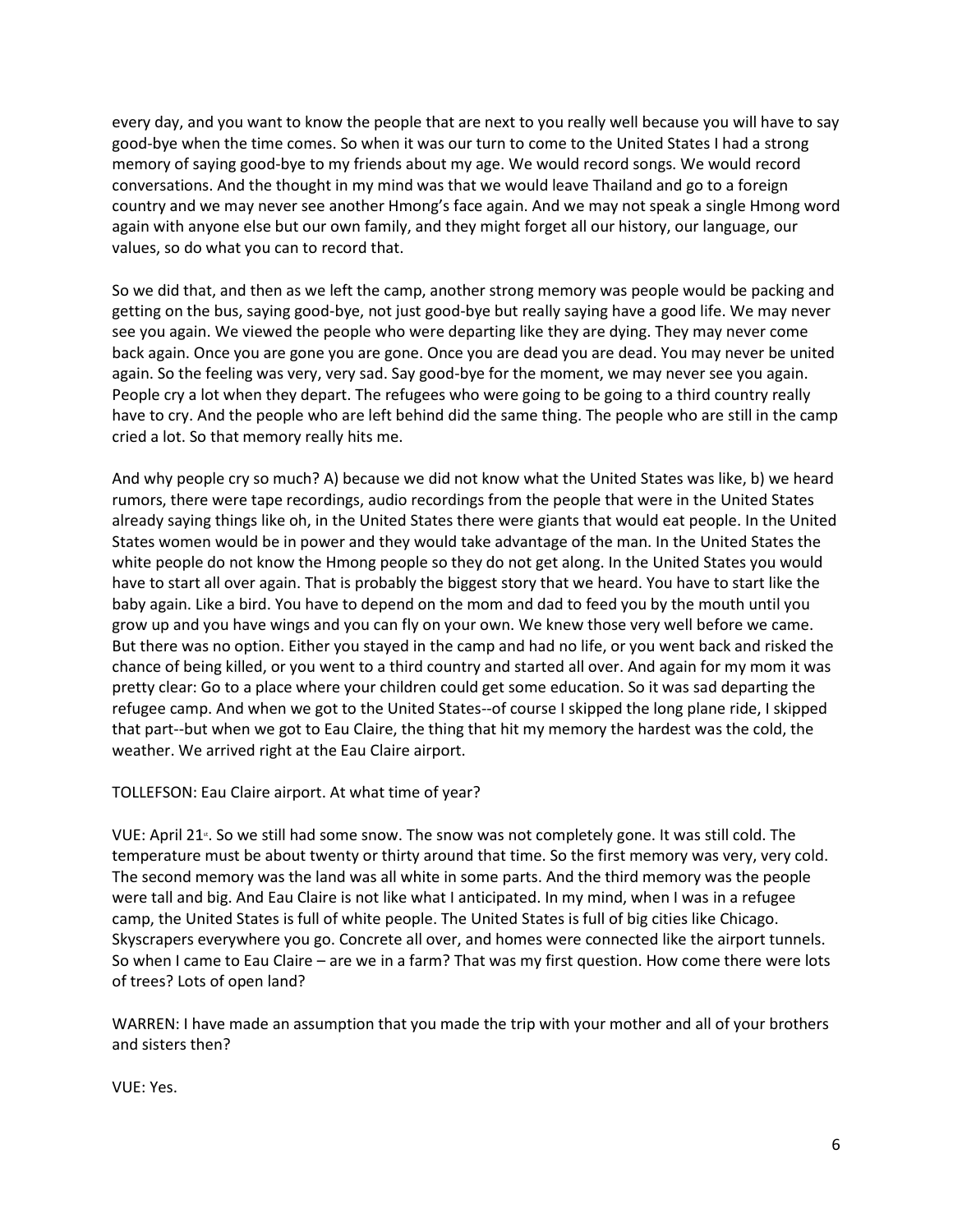every day, and you want to know the people that are next to you really well because you will have to say good-bye when the time comes. So when it was our turn to come to the United States I had a strong memory of saying good-bye to my friends about my age. We would record songs. We would record conversations. And the thought in my mind was that we would leave Thailand and go to a foreign country and we may never see another Hmong's face again. And we may not speak a single Hmong word again with anyone else but our own family, and they might forget all our history, our language, our values, so do what you can to record that.

So we did that, and then as we left the camp, another strong memory was people would be packing and getting on the bus, saying good-bye, not just good-bye but really saying have a good life. We may never see you again. We viewed the people who were departing like they are dying. They may never come back again. Once you are gone you are gone. Once you are dead you are dead. You may never be united again. So the feeling was very, very sad. Say good-bye for the moment, we may never see you again. People cry a lot when they depart. The refugees who were going to be going to a third country really have to cry. And the people who are left behind did the same thing. The people who are still in the camp cried a lot. So that memory really hits me.

And why people cry so much? A) because we did not know what the United States was like, b) we heard rumors, there were tape recordings, audio recordings from the people that were in the United States already saying things like oh, in the United States there were giants that would eat people. In the United States women would be in power and they would take advantage of the man. In the United States the white people do not know the Hmong people so they do not get along. In the United States you would have to start all over again. That is probably the biggest story that we heard. You have to start like the baby again. Like a bird. You have to depend on the mom and dad to feed you by the mouth until you grow up and you have wings and you can fly on your own. We knew those very well before we came. But there was no option. Either you stayed in the camp and had no life, or you went back and risked the chance of being killed, or you went to a third country and started all over. And again for my mom it was pretty clear: Go to a place where your children could get some education. So it was sad departing the refugee camp. And when we got to the United States--of course I skipped the long plane ride, I skipped that part--but when we got to Eau Claire, the thing that hit my memory the hardest was the cold, the weather. We arrived right at the Eau Claire airport.

TOLLEFSON: Eau Claire airport. At what time of year?

VUE: April 21st. So we still had some snow. The snow was not completely gone. It was still cold. The temperature must be about twenty or thirty around that time. So the first memory was very, very cold. The second memory was the land was all white in some parts. And the third memory was the people were tall and big. And Eau Claire is not like what I anticipated. In my mind, when I was in a refugee camp, the United States is full of white people. The United States is full of big cities like Chicago. Skyscrapers everywhere you go. Concrete all over, and homes were connected like the airport tunnels. So when I came to Eau Claire – are we in a farm? That was my first question. How come there were lots of trees? Lots of open land?

WARREN: I have made an assumption that you made the trip with your mother and all of your brothers and sisters then?

VUE: Yes.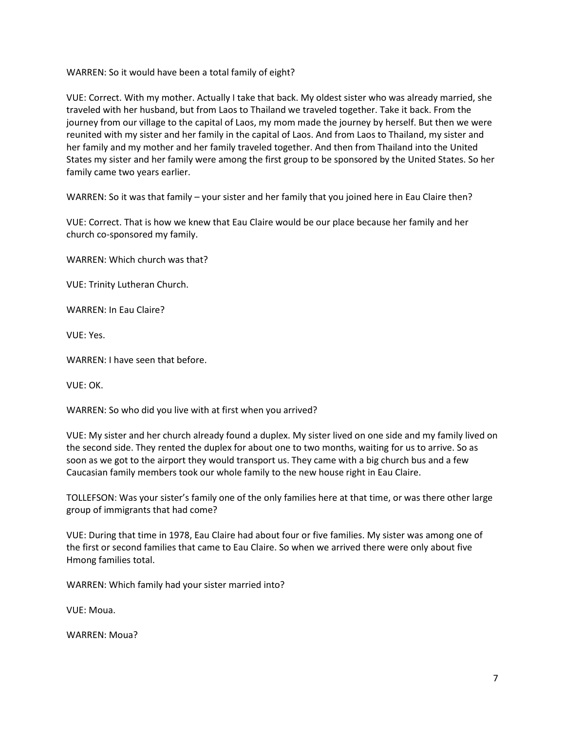WARREN: So it would have been a total family of eight?

VUE: Correct. With my mother. Actually I take that back. My oldest sister who was already married, she traveled with her husband, but from Laos to Thailand we traveled together. Take it back. From the journey from our village to the capital of Laos, my mom made the journey by herself. But then we were reunited with my sister and her family in the capital of Laos. And from Laos to Thailand, my sister and her family and my mother and her family traveled together. And then from Thailand into the United States my sister and her family were among the first group to be sponsored by the United States. So her family came two years earlier.

WARREN: So it was that family – your sister and her family that you joined here in Eau Claire then?

VUE: Correct. That is how we knew that Eau Claire would be our place because her family and her church co-sponsored my family.

WARREN: Which church was that?

VUE: Trinity Lutheran Church.

WARREN: In Eau Claire?

VUE: Yes.

WARREN: I have seen that before.

VUE: OK.

WARREN: So who did you live with at first when you arrived?

VUE: My sister and her church already found a duplex. My sister lived on one side and my family lived on the second side. They rented the duplex for about one to two months, waiting for us to arrive. So as soon as we got to the airport they would transport us. They came with a big church bus and a few Caucasian family members took our whole family to the new house right in Eau Claire.

TOLLEFSON: Was your sister's family one of the only families here at that time, or was there other large group of immigrants that had come?

VUE: During that time in 1978, Eau Claire had about four or five families. My sister was among one of the first or second families that came to Eau Claire. So when we arrived there were only about five Hmong families total.

WARREN: Which family had your sister married into?

VUE: Moua.

WARREN: Moua?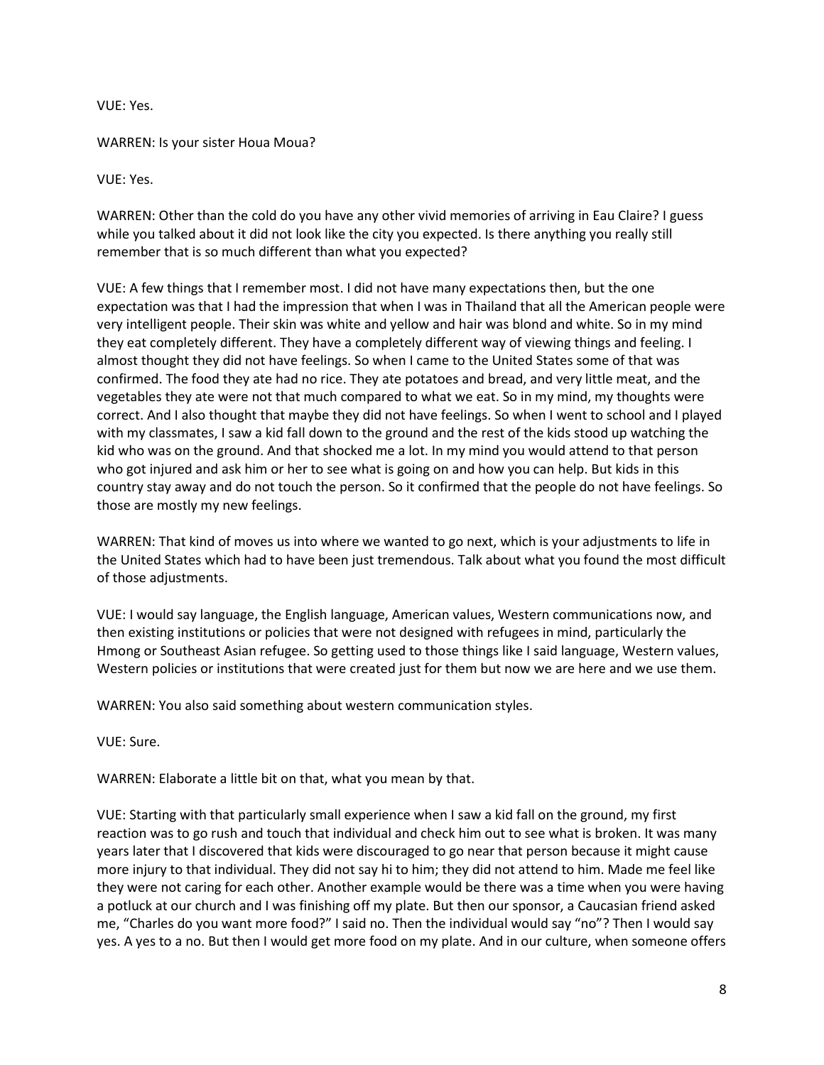VUE: Yes.

WARREN: Is your sister Houa Moua?

VUE: Yes.

WARREN: Other than the cold do you have any other vivid memories of arriving in Eau Claire? I guess while you talked about it did not look like the city you expected. Is there anything you really still remember that is so much different than what you expected?

VUE: A few things that I remember most. I did not have many expectations then, but the one expectation was that I had the impression that when I was in Thailand that all the American people were very intelligent people. Their skin was white and yellow and hair was blond and white. So in my mind they eat completely different. They have a completely different way of viewing things and feeling. I almost thought they did not have feelings. So when I came to the United States some of that was confirmed. The food they ate had no rice. They ate potatoes and bread, and very little meat, and the vegetables they ate were not that much compared to what we eat. So in my mind, my thoughts were correct. And I also thought that maybe they did not have feelings. So when I went to school and I played with my classmates, I saw a kid fall down to the ground and the rest of the kids stood up watching the kid who was on the ground. And that shocked me a lot. In my mind you would attend to that person who got injured and ask him or her to see what is going on and how you can help. But kids in this country stay away and do not touch the person. So it confirmed that the people do not have feelings. So those are mostly my new feelings.

WARREN: That kind of moves us into where we wanted to go next, which is your adjustments to life in the United States which had to have been just tremendous. Talk about what you found the most difficult of those adjustments.

VUE: I would say language, the English language, American values, Western communications now, and then existing institutions or policies that were not designed with refugees in mind, particularly the Hmong or Southeast Asian refugee. So getting used to those things like I said language, Western values, Western policies or institutions that were created just for them but now we are here and we use them.

WARREN: You also said something about western communication styles.

VUE: Sure.

WARREN: Elaborate a little bit on that, what you mean by that.

VUE: Starting with that particularly small experience when I saw a kid fall on the ground, my first reaction was to go rush and touch that individual and check him out to see what is broken. It was many years later that I discovered that kids were discouraged to go near that person because it might cause more injury to that individual. They did not say hi to him; they did not attend to him. Made me feel like they were not caring for each other. Another example would be there was a time when you were having a potluck at our church and I was finishing off my plate. But then our sponsor, a Caucasian friend asked me, "Charles do you want more food?" I said no. Then the individual would say "no"? Then I would say yes. A yes to a no. But then I would get more food on my plate. And in our culture, when someone offers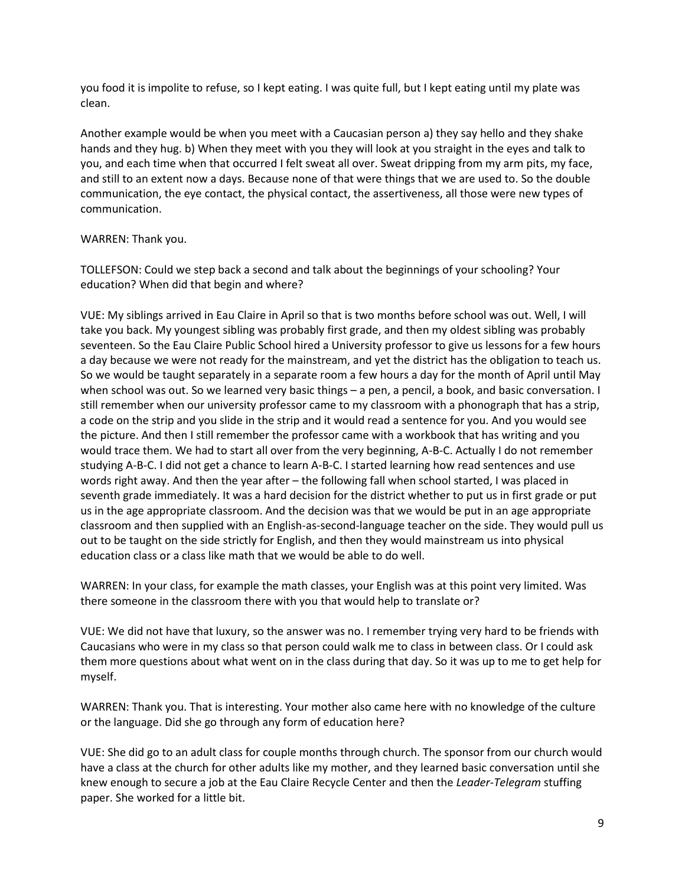you food it is impolite to refuse, so I kept eating. I was quite full, but I kept eating until my plate was clean.

Another example would be when you meet with a Caucasian person a) they say hello and they shake hands and they hug. b) When they meet with you they will look at you straight in the eyes and talk to you, and each time when that occurred I felt sweat all over. Sweat dripping from my arm pits, my face, and still to an extent now a days. Because none of that were things that we are used to. So the double communication, the eye contact, the physical contact, the assertiveness, all those were new types of communication.

WARREN: Thank you.

TOLLEFSON: Could we step back a second and talk about the beginnings of your schooling? Your education? When did that begin and where?

VUE: My siblings arrived in Eau Claire in April so that is two months before school was out. Well, I will take you back. My youngest sibling was probably first grade, and then my oldest sibling was probably seventeen. So the Eau Claire Public School hired a University professor to give us lessons for a few hours a day because we were not ready for the mainstream, and yet the district has the obligation to teach us. So we would be taught separately in a separate room a few hours a day for the month of April until May when school was out. So we learned very basic things – a pen, a pencil, a book, and basic conversation. I still remember when our university professor came to my classroom with a phonograph that has a strip, a code on the strip and you slide in the strip and it would read a sentence for you. And you would see the picture. And then I still remember the professor came with a workbook that has writing and you would trace them. We had to start all over from the very beginning, A-B-C. Actually I do not remember studying A-B-C. I did not get a chance to learn A-B-C. I started learning how read sentences and use words right away. And then the year after – the following fall when school started, I was placed in seventh grade immediately. It was a hard decision for the district whether to put us in first grade or put us in the age appropriate classroom. And the decision was that we would be put in an age appropriate classroom and then supplied with an English-as-second-language teacher on the side. They would pull us out to be taught on the side strictly for English, and then they would mainstream us into physical education class or a class like math that we would be able to do well.

WARREN: In your class, for example the math classes, your English was at this point very limited. Was there someone in the classroom there with you that would help to translate or?

VUE: We did not have that luxury, so the answer was no. I remember trying very hard to be friends with Caucasians who were in my class so that person could walk me to class in between class. Or I could ask them more questions about what went on in the class during that day. So it was up to me to get help for myself.

WARREN: Thank you. That is interesting. Your mother also came here with no knowledge of the culture or the language. Did she go through any form of education here?

VUE: She did go to an adult class for couple months through church. The sponsor from our church would have a class at the church for other adults like my mother, and they learned basic conversation until she knew enough to secure a job at the Eau Claire Recycle Center and then the *Leader-Telegram* stuffing paper. She worked for a little bit.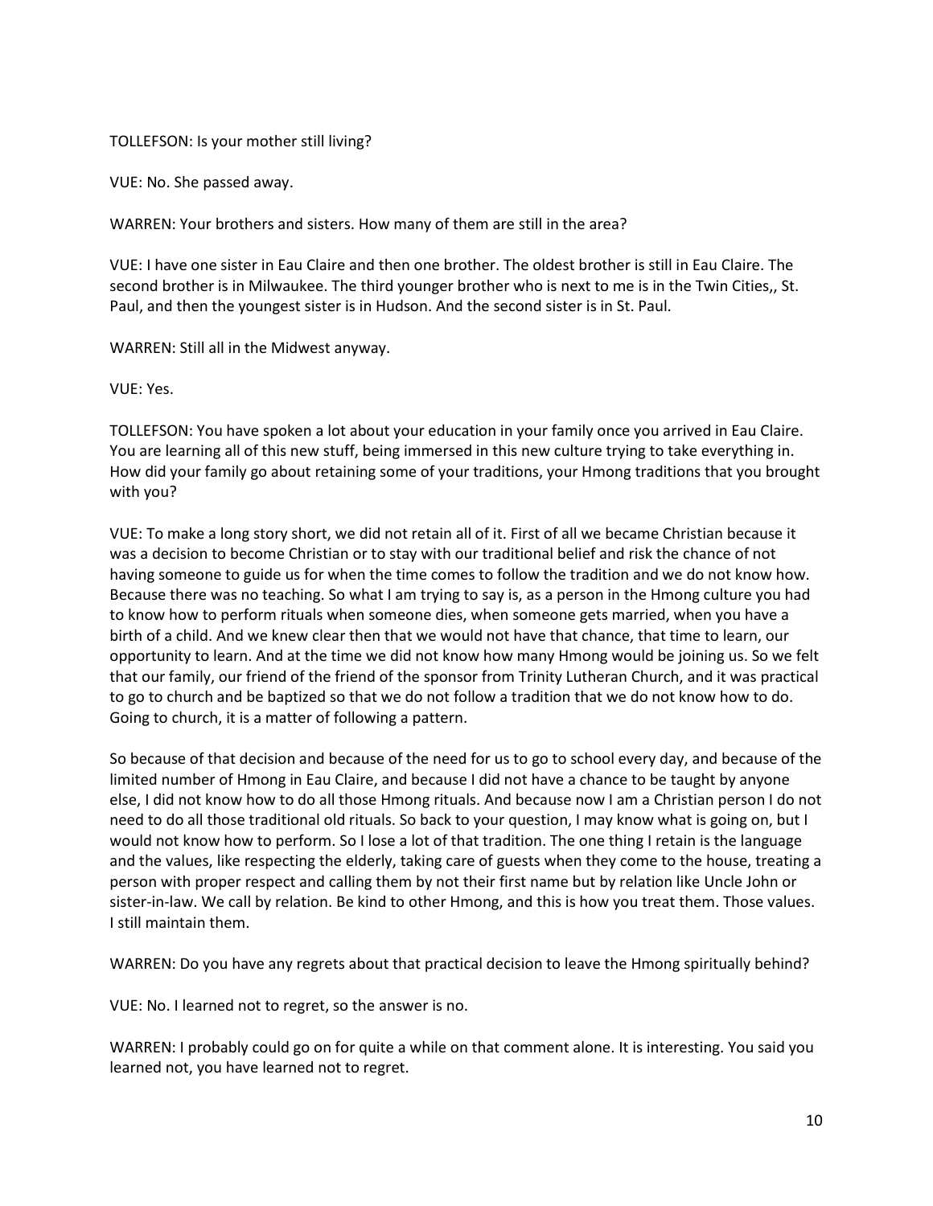TOLLEFSON: Is your mother still living?

VUE: No. She passed away.

WARREN: Your brothers and sisters. How many of them are still in the area?

VUE: I have one sister in Eau Claire and then one brother. The oldest brother is still in Eau Claire. The second brother is in Milwaukee. The third younger brother who is next to me is in the Twin Cities,, St. Paul, and then the youngest sister is in Hudson. And the second sister is in St. Paul.

WARREN: Still all in the Midwest anyway.

VUE: Yes.

TOLLEFSON: You have spoken a lot about your education in your family once you arrived in Eau Claire. You are learning all of this new stuff, being immersed in this new culture trying to take everything in. How did your family go about retaining some of your traditions, your Hmong traditions that you brought with you?

VUE: To make a long story short, we did not retain all of it. First of all we became Christian because it was a decision to become Christian or to stay with our traditional belief and risk the chance of not having someone to guide us for when the time comes to follow the tradition and we do not know how. Because there was no teaching. So what I am trying to say is, as a person in the Hmong culture you had to know how to perform rituals when someone dies, when someone gets married, when you have a birth of a child. And we knew clear then that we would not have that chance, that time to learn, our opportunity to learn. And at the time we did not know how many Hmong would be joining us. So we felt that our family, our friend of the friend of the sponsor from Trinity Lutheran Church, and it was practical to go to church and be baptized so that we do not follow a tradition that we do not know how to do. Going to church, it is a matter of following a pattern.

So because of that decision and because of the need for us to go to school every day, and because of the limited number of Hmong in Eau Claire, and because I did not have a chance to be taught by anyone else, I did not know how to do all those Hmong rituals. And because now I am a Christian person I do not need to do all those traditional old rituals. So back to your question, I may know what is going on, but I would not know how to perform. So I lose a lot of that tradition. The one thing I retain is the language and the values, like respecting the elderly, taking care of guests when they come to the house, treating a person with proper respect and calling them by not their first name but by relation like Uncle John or sister-in-law. We call by relation. Be kind to other Hmong, and this is how you treat them. Those values. I still maintain them.

WARREN: Do you have any regrets about that practical decision to leave the Hmong spiritually behind?

VUE: No. I learned not to regret, so the answer is no.

WARREN: I probably could go on for quite a while on that comment alone. It is interesting. You said you learned not, you have learned not to regret.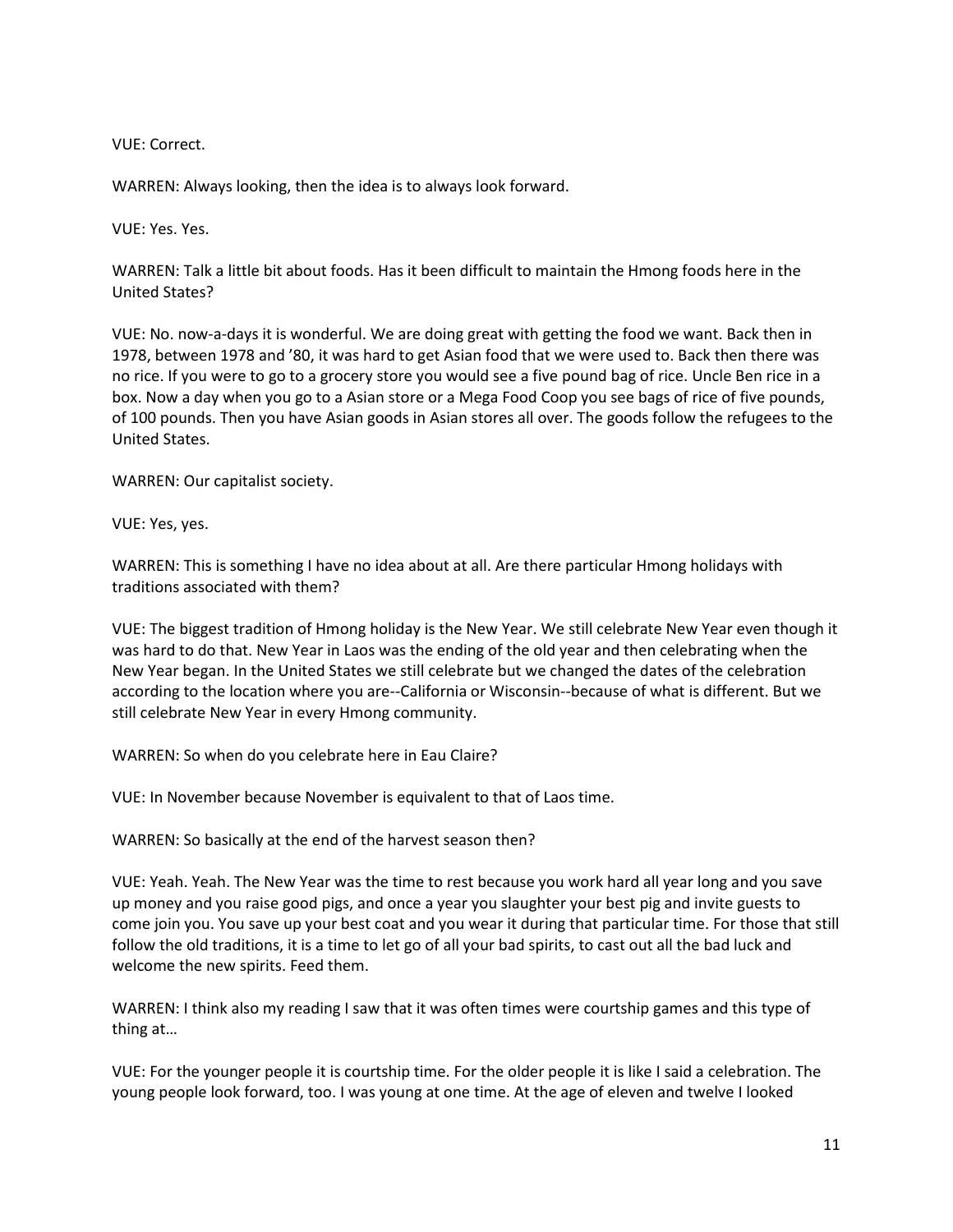VUE: Correct.

WARREN: Always looking, then the idea is to always look forward.

VUE: Yes. Yes.

WARREN: Talk a little bit about foods. Has it been difficult to maintain the Hmong foods here in the United States?

VUE: No. now-a-days it is wonderful. We are doing great with getting the food we want. Back then in 1978, between 1978 and '80, it was hard to get Asian food that we were used to. Back then there was no rice. If you were to go to a grocery store you would see a five pound bag of rice. Uncle Ben rice in a box. Now a day when you go to a Asian store or a Mega Food Coop you see bags of rice of five pounds, of 100 pounds. Then you have Asian goods in Asian stores all over. The goods follow the refugees to the United States.

WARREN: Our capitalist society.

VUE: Yes, yes.

WARREN: This is something I have no idea about at all. Are there particular Hmong holidays with traditions associated with them?

VUE: The biggest tradition of Hmong holiday is the New Year. We still celebrate New Year even though it was hard to do that. New Year in Laos was the ending of the old year and then celebrating when the New Year began. In the United States we still celebrate but we changed the dates of the celebration according to the location where you are--California or Wisconsin--because of what is different. But we still celebrate New Year in every Hmong community.

WARREN: So when do you celebrate here in Eau Claire?

VUE: In November because November is equivalent to that of Laos time.

WARREN: So basically at the end of the harvest season then?

VUE: Yeah. Yeah. The New Year was the time to rest because you work hard all year long and you save up money and you raise good pigs, and once a year you slaughter your best pig and invite guests to come join you. You save up your best coat and you wear it during that particular time. For those that still follow the old traditions, it is a time to let go of all your bad spirits, to cast out all the bad luck and welcome the new spirits. Feed them.

WARREN: I think also my reading I saw that it was often times were courtship games and this type of thing at…

VUE: For the younger people it is courtship time. For the older people it is like I said a celebration. The young people look forward, too. I was young at one time. At the age of eleven and twelve I looked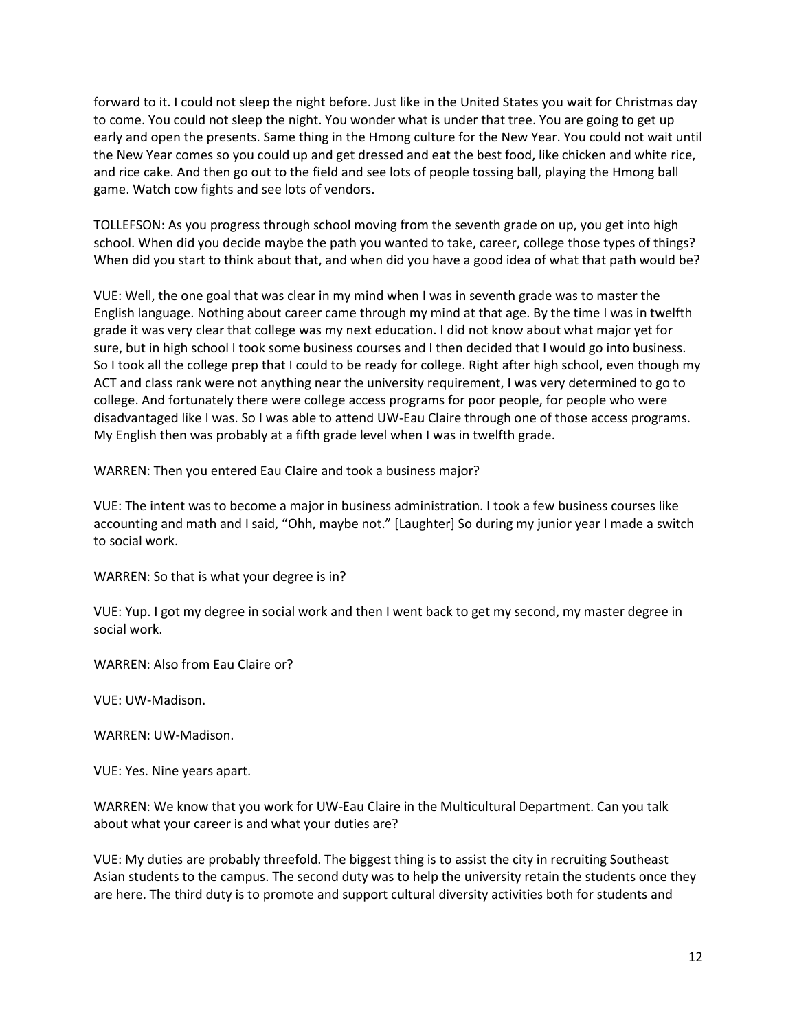forward to it. I could not sleep the night before. Just like in the United States you wait for Christmas day to come. You could not sleep the night. You wonder what is under that tree. You are going to get up early and open the presents. Same thing in the Hmong culture for the New Year. You could not wait until the New Year comes so you could up and get dressed and eat the best food, like chicken and white rice, and rice cake. And then go out to the field and see lots of people tossing ball, playing the Hmong ball game. Watch cow fights and see lots of vendors.

TOLLEFSON: As you progress through school moving from the seventh grade on up, you get into high school. When did you decide maybe the path you wanted to take, career, college those types of things? When did you start to think about that, and when did you have a good idea of what that path would be?

VUE: Well, the one goal that was clear in my mind when I was in seventh grade was to master the English language. Nothing about career came through my mind at that age. By the time I was in twelfth grade it was very clear that college was my next education. I did not know about what major yet for sure, but in high school I took some business courses and I then decided that I would go into business. So I took all the college prep that I could to be ready for college. Right after high school, even though my ACT and class rank were not anything near the university requirement, I was very determined to go to college. And fortunately there were college access programs for poor people, for people who were disadvantaged like I was. So I was able to attend UW-Eau Claire through one of those access programs. My English then was probably at a fifth grade level when I was in twelfth grade.

WARREN: Then you entered Eau Claire and took a business major?

VUE: The intent was to become a major in business administration. I took a few business courses like accounting and math and I said, "Ohh, maybe not." [Laughter] So during my junior year I made a switch to social work.

WARREN: So that is what your degree is in?

VUE: Yup. I got my degree in social work and then I went back to get my second, my master degree in social work.

WARREN: Also from Eau Claire or?

VUE: UW-Madison.

WARREN: UW-Madison.

VUE: Yes. Nine years apart.

WARREN: We know that you work for UW-Eau Claire in the Multicultural Department. Can you talk about what your career is and what your duties are?

VUE: My duties are probably threefold. The biggest thing is to assist the city in recruiting Southeast Asian students to the campus. The second duty was to help the university retain the students once they are here. The third duty is to promote and support cultural diversity activities both for students and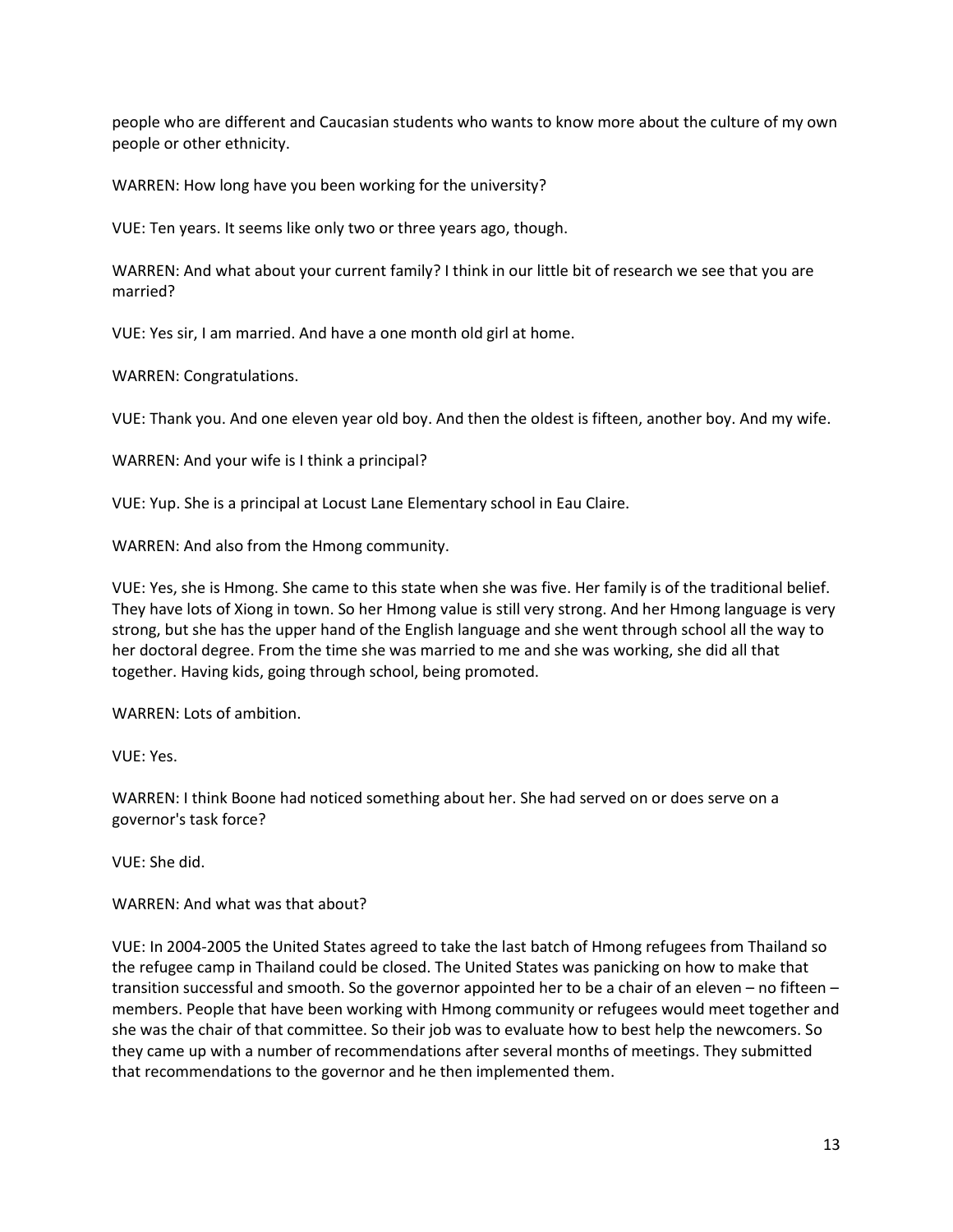people who are different and Caucasian students who wants to know more about the culture of my own people or other ethnicity.

WARREN: How long have you been working for the university?

VUE: Ten years. It seems like only two or three years ago, though.

WARREN: And what about your current family? I think in our little bit of research we see that you are married?

VUE: Yes sir, I am married. And have a one month old girl at home.

WARREN: Congratulations.

VUE: Thank you. And one eleven year old boy. And then the oldest is fifteen, another boy. And my wife.

WARREN: And your wife is I think a principal?

VUE: Yup. She is a principal at Locust Lane Elementary school in Eau Claire.

WARREN: And also from the Hmong community.

VUE: Yes, she is Hmong. She came to this state when she was five. Her family is of the traditional belief. They have lots of Xiong in town. So her Hmong value is still very strong. And her Hmong language is very strong, but she has the upper hand of the English language and she went through school all the way to her doctoral degree. From the time she was married to me and she was working, she did all that together. Having kids, going through school, being promoted.

WARREN: Lots of ambition.

VUE: Yes.

WARREN: I think Boone had noticed something about her. She had served on or does serve on a governor's task force?

VUE: She did.

WARREN: And what was that about?

VUE: In 2004-2005 the United States agreed to take the last batch of Hmong refugees from Thailand so the refugee camp in Thailand could be closed. The United States was panicking on how to make that transition successful and smooth. So the governor appointed her to be a chair of an eleven – no fifteen – members. People that have been working with Hmong community or refugees would meet together and she was the chair of that committee. So their job was to evaluate how to best help the newcomers. So they came up with a number of recommendations after several months of meetings. They submitted that recommendations to the governor and he then implemented them.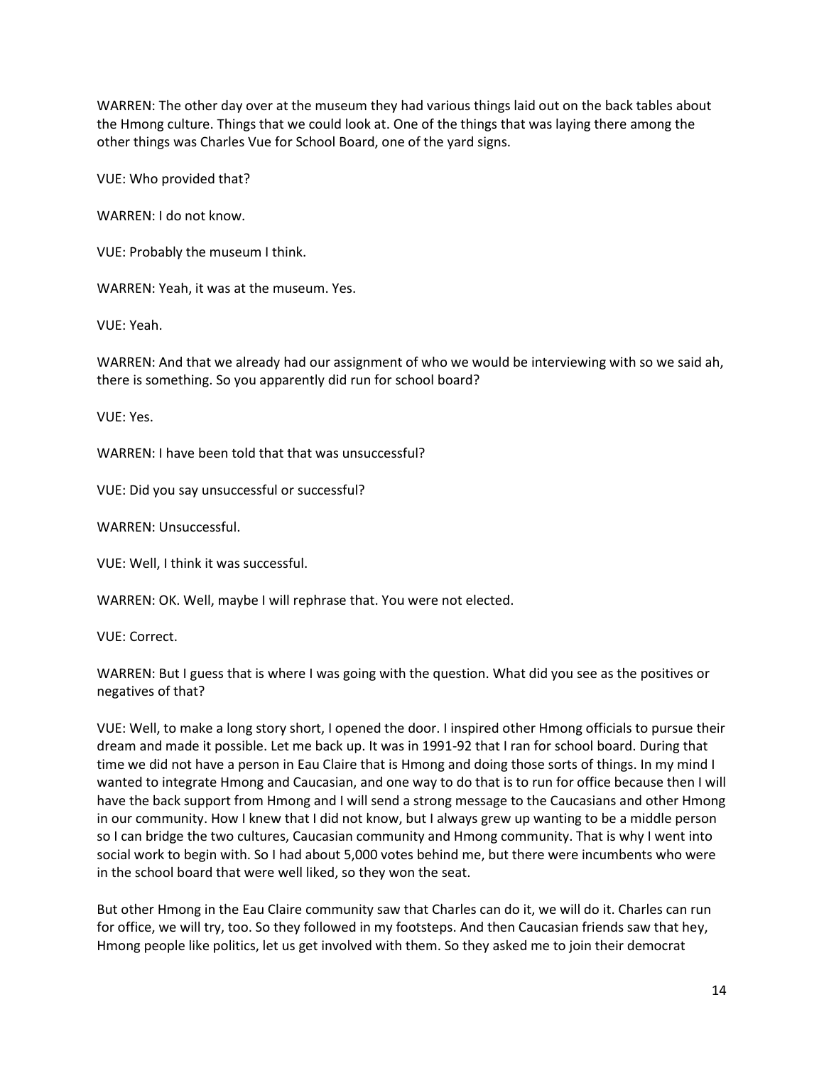WARREN: The other day over at the museum they had various things laid out on the back tables about the Hmong culture. Things that we could look at. One of the things that was laying there among the other things was Charles Vue for School Board, one of the yard signs.

VUE: Who provided that?

WARREN: I do not know.

VUE: Probably the museum I think.

WARREN: Yeah, it was at the museum. Yes.

VUE: Yeah.

WARREN: And that we already had our assignment of who we would be interviewing with so we said ah, there is something. So you apparently did run for school board?

VUE: Yes.

WARREN: I have been told that that was unsuccessful?

VUE: Did you say unsuccessful or successful?

WARREN: Unsuccessful.

VUE: Well, I think it was successful.

WARREN: OK. Well, maybe I will rephrase that. You were not elected.

VUE: Correct.

WARREN: But I guess that is where I was going with the question. What did you see as the positives or negatives of that?

VUE: Well, to make a long story short, I opened the door. I inspired other Hmong officials to pursue their dream and made it possible. Let me back up. It was in 1991-92 that I ran for school board. During that time we did not have a person in Eau Claire that is Hmong and doing those sorts of things. In my mind I wanted to integrate Hmong and Caucasian, and one way to do that is to run for office because then I will have the back support from Hmong and I will send a strong message to the Caucasians and other Hmong in our community. How I knew that I did not know, but I always grew up wanting to be a middle person so I can bridge the two cultures, Caucasian community and Hmong community. That is why I went into social work to begin with. So I had about 5,000 votes behind me, but there were incumbents who were in the school board that were well liked, so they won the seat.

But other Hmong in the Eau Claire community saw that Charles can do it, we will do it. Charles can run for office, we will try, too. So they followed in my footsteps. And then Caucasian friends saw that hey, Hmong people like politics, let us get involved with them. So they asked me to join their democrat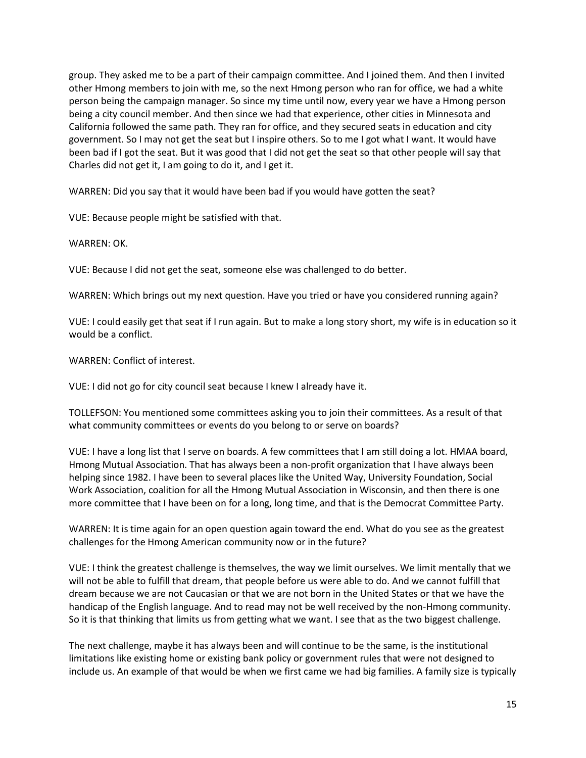group. They asked me to be a part of their campaign committee. And I joined them. And then I invited other Hmong members to join with me, so the next Hmong person who ran for office, we had a white person being the campaign manager. So since my time until now, every year we have a Hmong person being a city council member. And then since we had that experience, other cities in Minnesota and California followed the same path. They ran for office, and they secured seats in education and city government. So I may not get the seat but I inspire others. So to me I got what I want. It would have been bad if I got the seat. But it was good that I did not get the seat so that other people will say that Charles did not get it, I am going to do it, and I get it.

WARREN: Did you say that it would have been bad if you would have gotten the seat?

VUE: Because people might be satisfied with that.

WARREN: OK.

VUE: Because I did not get the seat, someone else was challenged to do better.

WARREN: Which brings out my next question. Have you tried or have you considered running again?

VUE: I could easily get that seat if I run again. But to make a long story short, my wife is in education so it would be a conflict.

WARREN: Conflict of interest.

VUE: I did not go for city council seat because I knew I already have it.

TOLLEFSON: You mentioned some committees asking you to join their committees. As a result of that what community committees or events do you belong to or serve on boards?

VUE: I have a long list that I serve on boards. A few committees that I am still doing a lot. HMAA board, Hmong Mutual Association. That has always been a non-profit organization that I have always been helping since 1982. I have been to several places like the United Way, University Foundation, Social Work Association, coalition for all the Hmong Mutual Association in Wisconsin, and then there is one more committee that I have been on for a long, long time, and that is the Democrat Committee Party.

WARREN: It is time again for an open question again toward the end. What do you see as the greatest challenges for the Hmong American community now or in the future?

VUE: I think the greatest challenge is themselves, the way we limit ourselves. We limit mentally that we will not be able to fulfill that dream, that people before us were able to do. And we cannot fulfill that dream because we are not Caucasian or that we are not born in the United States or that we have the handicap of the English language. And to read may not be well received by the non-Hmong community. So it is that thinking that limits us from getting what we want. I see that as the two biggest challenge.

The next challenge, maybe it has always been and will continue to be the same, is the institutional limitations like existing home or existing bank policy or government rules that were not designed to include us. An example of that would be when we first came we had big families. A family size is typically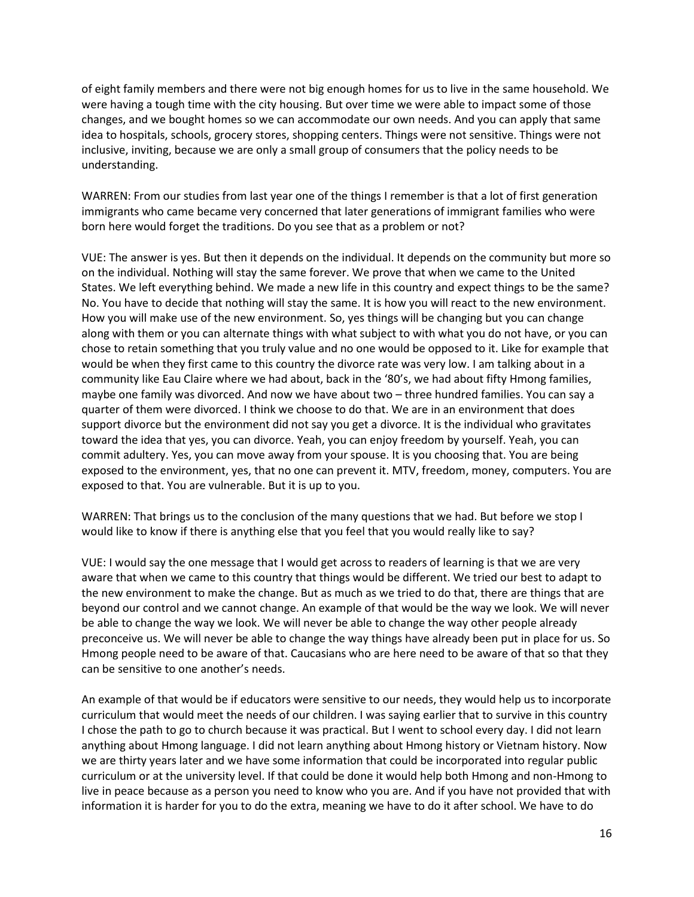of eight family members and there were not big enough homes for us to live in the same household. We were having a tough time with the city housing. But over time we were able to impact some of those changes, and we bought homes so we can accommodate our own needs. And you can apply that same idea to hospitals, schools, grocery stores, shopping centers. Things were not sensitive. Things were not inclusive, inviting, because we are only a small group of consumers that the policy needs to be understanding.

WARREN: From our studies from last year one of the things I remember is that a lot of first generation immigrants who came became very concerned that later generations of immigrant families who were born here would forget the traditions. Do you see that as a problem or not?

VUE: The answer is yes. But then it depends on the individual. It depends on the community but more so on the individual. Nothing will stay the same forever. We prove that when we came to the United States. We left everything behind. We made a new life in this country and expect things to be the same? No. You have to decide that nothing will stay the same. It is how you will react to the new environment. How you will make use of the new environment. So, yes things will be changing but you can change along with them or you can alternate things with what subject to with what you do not have, or you can chose to retain something that you truly value and no one would be opposed to it. Like for example that would be when they first came to this country the divorce rate was very low. I am talking about in a community like Eau Claire where we had about, back in the '80's, we had about fifty Hmong families, maybe one family was divorced. And now we have about two – three hundred families. You can say a quarter of them were divorced. I think we choose to do that. We are in an environment that does support divorce but the environment did not say you get a divorce. It is the individual who gravitates toward the idea that yes, you can divorce. Yeah, you can enjoy freedom by yourself. Yeah, you can commit adultery. Yes, you can move away from your spouse. It is you choosing that. You are being exposed to the environment, yes, that no one can prevent it. MTV, freedom, money, computers. You are exposed to that. You are vulnerable. But it is up to you.

WARREN: That brings us to the conclusion of the many questions that we had. But before we stop I would like to know if there is anything else that you feel that you would really like to say?

VUE: I would say the one message that I would get across to readers of learning is that we are very aware that when we came to this country that things would be different. We tried our best to adapt to the new environment to make the change. But as much as we tried to do that, there are things that are beyond our control and we cannot change. An example of that would be the way we look. We will never be able to change the way we look. We will never be able to change the way other people already preconceive us. We will never be able to change the way things have already been put in place for us. So Hmong people need to be aware of that. Caucasians who are here need to be aware of that so that they can be sensitive to one another's needs.

An example of that would be if educators were sensitive to our needs, they would help us to incorporate curriculum that would meet the needs of our children. I was saying earlier that to survive in this country I chose the path to go to church because it was practical. But I went to school every day. I did not learn anything about Hmong language. I did not learn anything about Hmong history or Vietnam history. Now we are thirty years later and we have some information that could be incorporated into regular public curriculum or at the university level. If that could be done it would help both Hmong and non-Hmong to live in peace because as a person you need to know who you are. And if you have not provided that with information it is harder for you to do the extra, meaning we have to do it after school. We have to do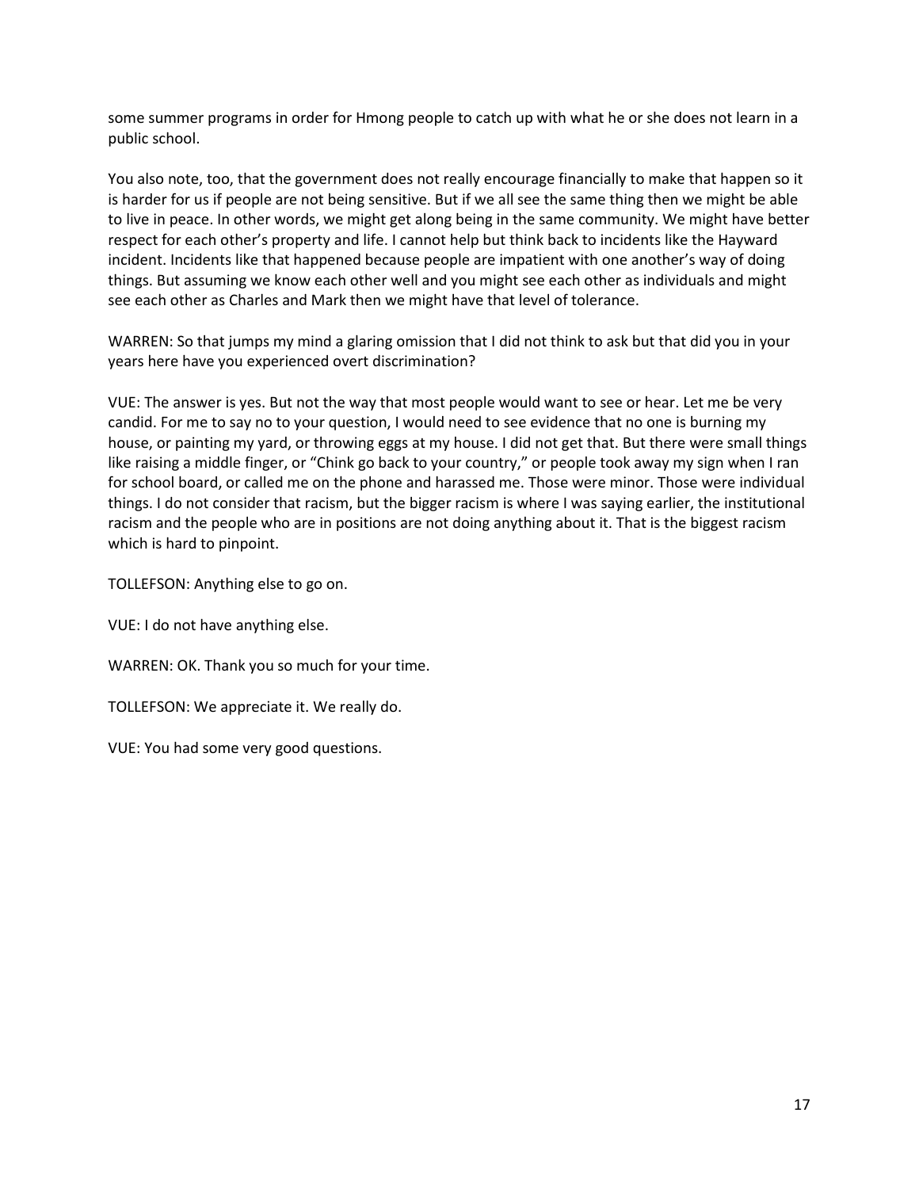some summer programs in order for Hmong people to catch up with what he or she does not learn in a public school.

You also note, too, that the government does not really encourage financially to make that happen so it is harder for us if people are not being sensitive. But if we all see the same thing then we might be able to live in peace. In other words, we might get along being in the same community. We might have better respect for each other's property and life. I cannot help but think back to incidents like the Hayward incident. Incidents like that happened because people are impatient with one another's way of doing things. But assuming we know each other well and you might see each other as individuals and might see each other as Charles and Mark then we might have that level of tolerance.

WARREN: So that jumps my mind a glaring omission that I did not think to ask but that did you in your years here have you experienced overt discrimination?

VUE: The answer is yes. But not the way that most people would want to see or hear. Let me be very candid. For me to say no to your question, I would need to see evidence that no one is burning my house, or painting my yard, or throwing eggs at my house. I did not get that. But there were small things like raising a middle finger, or "Chink go back to your country," or people took away my sign when I ran for school board, or called me on the phone and harassed me. Those were minor. Those were individual things. I do not consider that racism, but the bigger racism is where I was saying earlier, the institutional racism and the people who are in positions are not doing anything about it. That is the biggest racism which is hard to pinpoint.

TOLLEFSON: Anything else to go on.

VUE: I do not have anything else.

WARREN: OK. Thank you so much for your time.

TOLLEFSON: We appreciate it. We really do.

VUE: You had some very good questions.